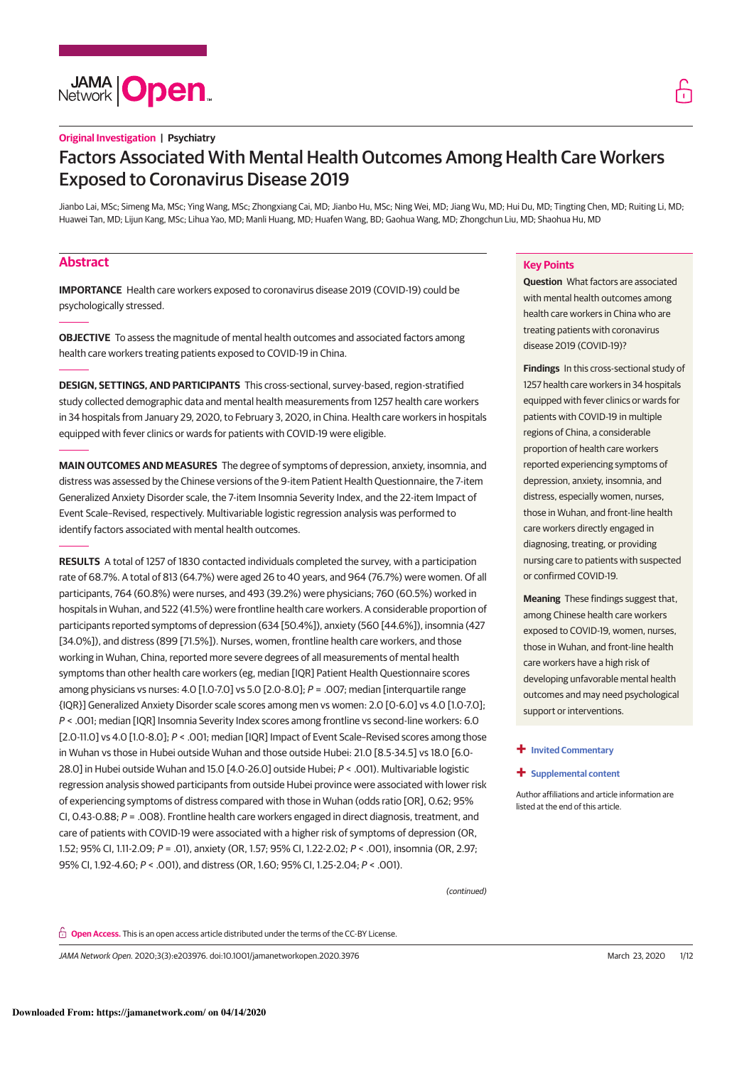Original Investigation | Psychiatry

# Factors Associated With Mental Health Outcomes Among Health Care Workers Exposed to Coronavirus Disease 2019

Jianbo Lai, MSc; Simeng Ma, MSc; Ying Wang, MSc; Zhongxiang Cai, MD; Jianbo Hu, MSc; Ning Wei, MD; Jiang Wu, MD; Hui Du, MD; Tingting Chen, MD; Ruiting Li, MD; Huawei Tan, MD; Lijun Kang, MSc; Lihua Yao, MD; Manli Huang, MD; Huafen Wang, BD; Gaohua Wang, MD; Zhongchun Liu, MD; Shaohua Hu, MD

## Abstract

**IMPORTANCE** Health care workers exposed to coronavirus disease 2019 (COVID-19) could be psychologically stressed.

**OBJECTIVE** To assess the magnitude of mental health outcomes and associated factors among health care workers treating patients exposed to COVID-19 in China.

**DESIGN, SETTINGS, AND PARTICIPANTS** This cross-sectional, survey-based, region-stratified study collected demographic data and mental health measurements from 1257 health care workers in 34 hospitals from January 29, 2020, to February 3, 2020, in China. Health care workers in hospitals equipped with fever clinics or wards for patients with COVID-19 were eligible.

**MAIN OUTCOMES AND MEASURES** The degree of symptoms of depression, anxiety, insomnia, and distress was assessed by the Chinese versions of the 9-item Patient Health Questionnaire, the 7-item Generalized Anxiety Disorder scale, the 7-item Insomnia Severity Index, and the 22-item Impact of Event Scale–Revised, respectively. Multivariable logistic regression analysis was performed to identify factors associated with mental health outcomes.

**RESULTS** A total of 1257 of 1830 contacted individuals completed the survey, with a participation rate of 68.7%. A total of 813 (64.7%) were aged 26 to 40 years, and 964 (76.7%) were women. Of all participants, 764 (60.8%) were nurses, and 493 (39.2%) were physicians; 760 (60.5%) worked in hospitals in Wuhan, and 522 (41.5%) were frontline health care workers. A considerable proportion of participants reported symptoms of depression (634 [50.4%]), anxiety (560 [44.6%]), insomnia (427 [34.0%]), and distress (899 [71.5%]). Nurses, women, frontline health care workers, and those working in Wuhan, China, reported more severe degrees of all measurements of mental health symptoms than other health care workers (eg, median [IQR] Patient Health Questionnaire scores among physicians vs nurses: 4.0 [1.0-7.0] vs 5.0 [2.0-8.0]; $P = .007$; median [interquartile range {IQR}] Generalized Anxiety Disorder scale scores among men vs women: 2.0 [0-6.0] vs 4.0 [1.0-7.0]; $P < .001$; median [IQR] Insomnia Severity Index scores among frontline vs second-line workers: 6.0 [2.0-11.0] vs 4.0 [1.0-8.0]; $P < .001$; median [IQR] Impact of Event Scale–Revised scores among those in Wuhan vs those in Hubei outside Wuhan and those outside Hubei: 21.0 [8.5-34.5] vs 18.0 [6.0-28.0] in Hubei outside Wuhan and 15.0 [4.0-26.0] outside Hubei; $P < .001$). Multivariable logistic regression analysis showed participants from outside Hubei province were associated with lower risk of experiencing symptoms of distress compared with those in Wuhan (odds ratio [OR], 0.62; 95% CI, 0.43-0.88; $P = .008$). Frontline health care workers engaged in direct diagnosis, treatment, and care of patients with COVID-19 were associated with a higher risk of symptoms of depression (OR, 1.52; 95% CI, 1.11-2.09; $P = .01$), anxiety (OR, 1.57; 95% CI, 1.22-2.02; $P < .001$), insomnia (OR, 2.97; 95% CI, 1.92-4.60; $P < .001$), and distress (OR, 1.60; 95% CI, 1.25-2.04; $P < .001$).

*(continued)*

## Key Points

**Question** What factors are associated with mental health outcomes among health care workers in China who are treating patients with coronavirus disease 2019 (COVID-19)?

**Findings** In this cross-sectional study of 1257 health care workers in 34 hospitals equipped with fever clinics or wards for patients with COVID-19 in multiple regions of China, a considerable proportion of health care workers reported experiencing symptoms of depression, anxiety, insomnia, and distress, especially women, nurses, those in Wuhan, and front-line health care workers directly engaged in diagnosing, treating, or providing nursing care to patients with suspected or confirmed COVID-19.

**Meaning** These findings suggest that, among Chinese health care workers exposed to COVID-19, women, nurses, those in Wuhan, and front-line health care workers have a high risk of developing unfavorable mental health outcomes and may need psychological support or interventions.

+ Invited Commentary

+ Supplemental content

Author affiliations and article information are listed at the end of this article.

**Open Access.** This is an open access article distributed under the terms of the CC-BY License.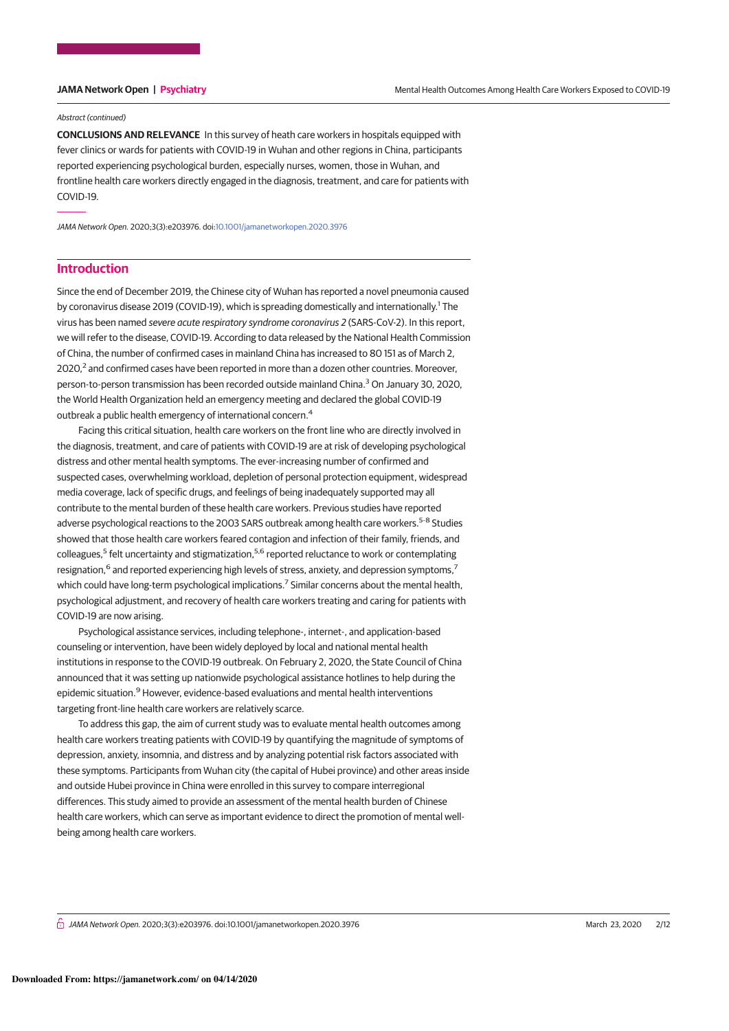*Abstract (continued)*

**CONCLUSIONS AND RELEVANCE** In this survey of heath care workers in hospitals equipped with fever clinics or wards for patients with COVID-19 in Wuhan and other regions in China, participants reported experiencing psychological burden, especially nurses, women, those in Wuhan, and frontline health care workers directly engaged in the diagnosis, treatment, and care for patients with COVID-19.

*JAMA Network Open.* 2020;3(3):e203976. doi:10.1001/jamanetworkopen.2020.3976

## Introduction

Since the end of December 2019, the Chinese city of Wuhan has reported a novel pneumonia caused by coronavirus disease 2019 (COVID-19), which is spreading domestically and internationally.[1] The virus has been named *severe acute respiratory syndrome coronavirus 2* (SARS-CoV-2). In this report, we will refer to the disease, COVID-19. According to data released by the National Health Commission of China, the number of confirmed cases in mainland China has increased to 80 151 as of March 2, 2020,[2] and confirmed cases have been reported in more than a dozen other countries. Moreover, person-to-person transmission has been recorded outside mainland China.[3] On January 30, 2020, the World Health Organization held an emergency meeting and declared the global COVID-19 outbreak a public health emergency of international concern.[4]

Facing this critical situation, health care workers on the front line who are directly involved in the diagnosis, treatment, and care of patients with COVID-19 are at risk of developing psychological distress and other mental health symptoms. The ever-increasing number of confirmed and suspected cases, overwhelming workload, depletion of personal protection equipment, widespread media coverage, lack of specific drugs, and feelings of being inadequately supported may all contribute to the mental burden of these health care workers. Previous studies have reported adverse psychological reactions to the 2003 SARS outbreak among health care workers.[5-8] Studies showed that those health care workers feared contagion and infection of their family, friends, and colleagues,[5] felt uncertainty and stigmatization,[5,6] reported reluctance to work or contemplating resignation,[6] and reported experiencing high levels of stress, anxiety, and depression symptoms,[7] which could have long-term psychological implications.[7] Similar concerns about the mental health, psychological adjustment, and recovery of health care workers treating and caring for patients with COVID-19 are now arising.

Psychological assistance services, including telephone-, internet-, and application-based counseling or intervention, have been widely deployed by local and national mental health institutions in response to the COVID-19 outbreak. On February 2, 2020, the State Council of China announced that it was setting up nationwide psychological assistance hotlines to help during the epidemic situation.[9] However, evidence-based evaluations and mental health interventions targeting front-line health care workers are relatively scarce.

To address this gap, the aim of current study was to evaluate mental health outcomes among health care workers treating patients with COVID-19 by quantifying the magnitude of symptoms of depression, anxiety, insomnia, and distress and by analyzing potential risk factors associated with these symptoms. Participants from Wuhan city (the capital of Hubei province) and other areas inside and outside Hubei province in China were enrolled in this survey to compare interregional differences. This study aimed to provide an assessment of the mental health burden of Chinese health care workers, which can serve as important evidence to direct the promotion of mental well-being among health care workers.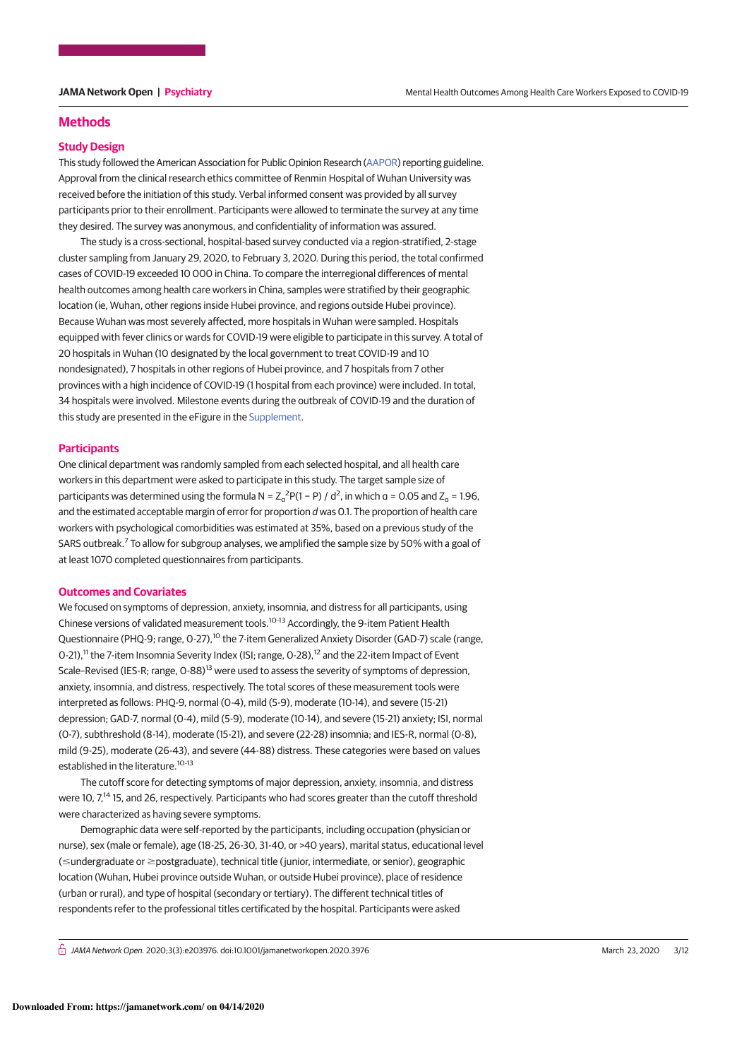## Methods

### Study Design

This study followed the American Association for Public Opinion Research (AAPOR) reporting guideline. Approval from the clinical research ethics committee of Renmin Hospital of Wuhan University was received before the initiation of this study. Verbal informed consent was provided by all survey participants prior to their enrollment. Participants were allowed to terminate the survey at any time they desired. The survey was anonymous, and confidentiality of information was assured.

The study is a cross-sectional, hospital-based survey conducted via a region-stratified, 2-stage cluster sampling from January 29, 2020, to February 3, 2020. During this period, the total confirmed cases of COVID-19 exceeded 10 000 in China. To compare the interregional differences of mental health outcomes among health care workers in China, samples were stratified by their geographic location (ie, Wuhan, other regions inside Hubei province, and regions outside Hubei province). Because Wuhan was most severely affected, more hospitals in Wuhan were sampled. Hospitals equipped with fever clinics or wards for COVID-19 were eligible to participate in this survey. A total of 20 hospitals in Wuhan (10 designated by the local government to treat COVID-19 and 10 nondesignated), 7 hospitals in other regions of Hubei province, and 7 hospitals from 7 other provinces with a high incidence of COVID-19 (1 hospital from each province) were included. In total, 34 hospitals were involved. Milestone events during the outbreak of COVID-19 and the duration of this study are presented in the eFigure in the Supplement.

### Participants

One clinical department was randomly sampled from each selected hospital, and all health care workers in this department were asked to participate in this study. The target sample size of participants was determined using the formula $N = Z_{\alpha}^{2}P(1 - P) / d^{2}$, in which $\alpha = 0.05$ and $Z_{\alpha} = 1.96$, and the estimated acceptable margin of error for proportion *d* was 0.1. The proportion of health care workers with psychological comorbidities was estimated at 35%, based on a previous study of the SARS outbreak.[7] To allow for subgroup analyses, we amplified the sample size by 50% with a goal of at least 1070 completed questionnaires from participants.

### Outcomes and Covariates

We focused on symptoms of depression, anxiety, insomnia, and distress for all participants, using Chinese versions of validated measurement tools.[10-13] Accordingly, the 9-item Patient Health Questionnaire (PHQ-9; range, 0-27),[10] the 7-item Generalized Anxiety Disorder (GAD-7) scale (range, 0-21),[11] the 7-item Insomnia Severity Index (ISI; range, 0-28),[12] and the 22-item Impact of Event Scale–Revised (IES-R; range, 0-88)[13] were used to assess the severity of symptoms of depression, anxiety, insomnia, and distress, respectively. The total scores of these measurement tools were interpreted as follows: PHQ-9, normal (0-4), mild (5-9), moderate (10-14), and severe (15-21) depression; GAD-7, normal (0-4), mild (5-9), moderate (10-14), and severe (15-21) anxiety; ISI, normal (0-7), subthreshold (8-14), moderate (15-21), and severe (22-28) insomnia; and IES-R, normal (0-8), mild (9-25), moderate (26-43), and severe (44-88) distress. These categories were based on values established in the literature.[10-13]

The cutoff score for detecting symptoms of major depression, anxiety, insomnia, and distress were 10, 7,[14] 15, and 26, respectively. Participants who had scores greater than the cutoff threshold were characterized as having severe symptoms.

Demographic data were self-reported by the participants, including occupation (physician or nurse), sex (male or female), age (18-25, 26-30, 31-40, or >40 years), marital status, educational level (≤undergraduate or ≥postgraduate), technical title (junior, intermediate, or senior), geographic location (Wuhan, Hubei province outside Wuhan, or outside Hubei province), place of residence (urban or rural), and type of hospital (secondary or tertiary). The different technical titles of respondents refer to the professional titles certificated by the hospital. Participants were asked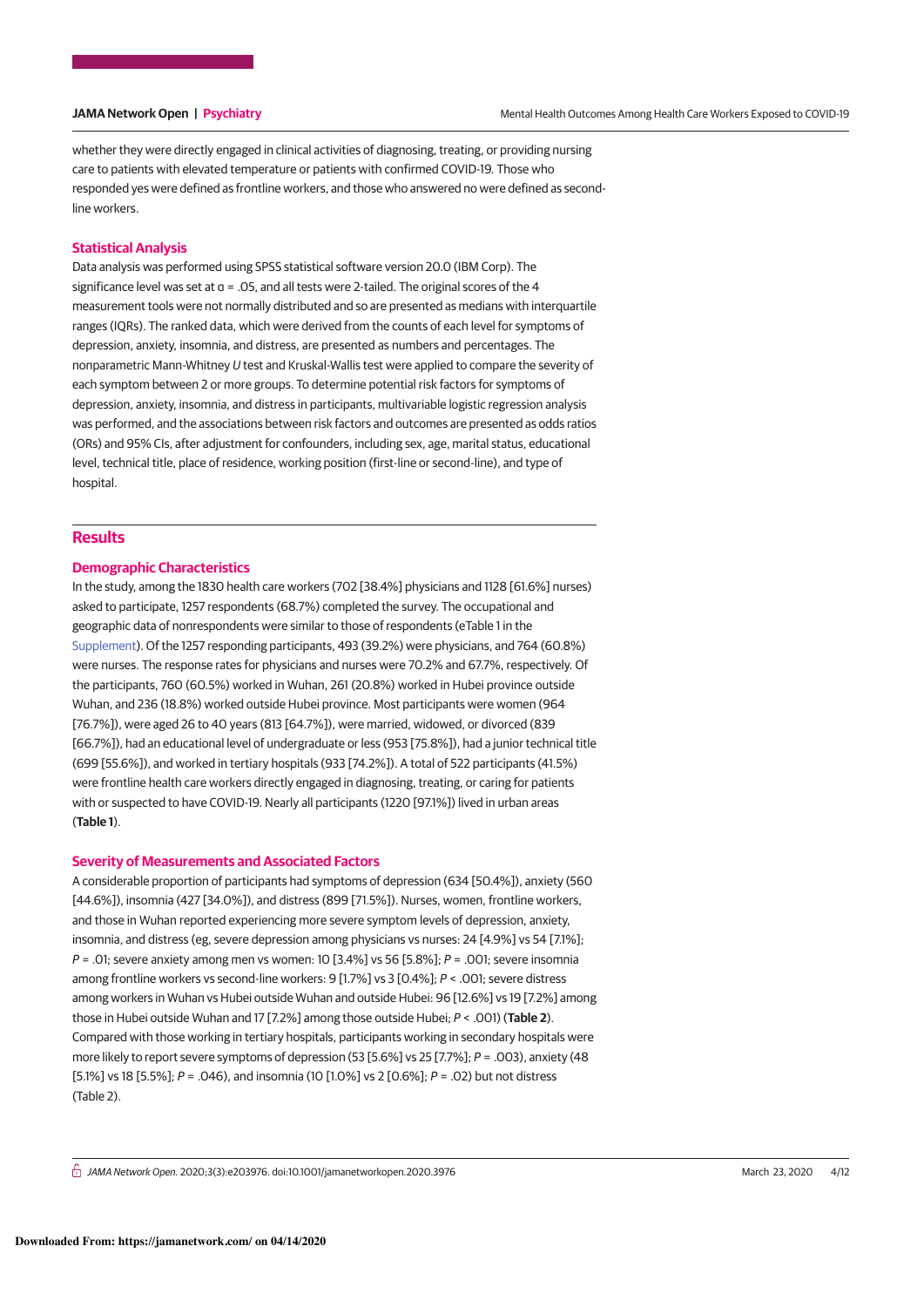whether they were directly engaged in clinical activities of diagnosing, treating, or providing nursing care to patients with elevated temperature or patients with confirmed COVID-19. Those who responded yes were defined as frontline workers, and those who answered no were defined as second-line workers.

### Statistical Analysis

Data analysis was performed using SPSS statistical software version 20.0 (IBM Corp). The significance level was set at α = .05, and all tests were 2-tailed. The original scores of the 4 measurement tools were not normally distributed and so are presented as medians with interquartile ranges (IQRs). The ranked data, which were derived from the counts of each level for symptoms of depression, anxiety, insomnia, and distress, are presented as numbers and percentages. The nonparametric Mann-Whitney *U* test and Kruskal-Wallis test were applied to compare the severity of each symptom between 2 or more groups. To determine potential risk factors for symptoms of depression, anxiety, insomnia, and distress in participants, multivariable logistic regression analysis was performed, and the associations between risk factors and outcomes are presented as odds ratios (ORs) and 95% CIs, after adjustment for confounders, including sex, age, marital status, educational level, technical title, place of residence, working position (first-line or second-line), and type of hospital.

## Results

### Demographic Characteristics

In the study, among the 1830 health care workers (702 [38.4%] physicians and 1128 [61.6%] nurses) asked to participate, 1257 respondents (68.7%) completed the survey. The occupational and geographic data of nonrespondents were similar to those of respondents (eTable 1 in the Supplement). Of the 1257 responding participants, 493 (39.2%) were physicians, and 764 (60.8%) were nurses. The response rates for physicians and nurses were 70.2% and 67.7%, respectively. Of the participants, 760 (60.5%) worked in Wuhan, 261 (20.8%) worked in Hubei province outside Wuhan, and 236 (18.8%) worked outside Hubei province. Most participants were women (964 [76.7%]), were aged 26 to 40 years (813 [64.7%]), were married, widowed, or divorced (839 [66.7%]), had an educational level of undergraduate or less (953 [75.8%]), had a junior technical title (699 [55.6%]), and worked in tertiary hospitals (933 [74.2%]). A total of 522 participants (41.5%) were frontline health care workers directly engaged in diagnosing, treating, or caring for patients with or suspected to have COVID-19. Nearly all participants (1220 [97.1%]) lived in urban areas (**Table 1**).

### Severity of Measurements and Associated Factors

A considerable proportion of participants had symptoms of depression (634 [50.4%]), anxiety (560 [44.6%]), insomnia (427 [34.0%]), and distress (899 [71.5%]). Nurses, women, frontline workers, and those in Wuhan reported experiencing more severe symptom levels of depression, anxiety, insomnia, and distress (eg, severe depression among physicians vs nurses: 24 [4.9%] vs 54 [7.1%]; *P* = .01; severe anxiety among men vs women: 10 [3.4%] vs 56 [5.8%]; *P* = .001; severe insomnia among frontline workers vs second-line workers: 9 [1.7%] vs 3 [0.4%]; *P* < .001; severe distress among workers in Wuhan vs Hubei outside Wuhan and outside Hubei: 96 [12.6%] vs 19 [7.2%] among those in Hubei outside Wuhan and 17 [7.2%] among those outside Hubei; *P* < .001) (**Table 2**). Compared with those working in tertiary hospitals, participants working in secondary hospitals were more likely to report severe symptoms of depression (53 [5.6%] vs 25 [7.7%]; *P* = .003), anxiety (48 [5.1%] vs 18 [5.5%]; *P* = .046), and insomnia (10 [1.0%] vs 2 [0.6%]; *P* = .02) but not distress (Table 2).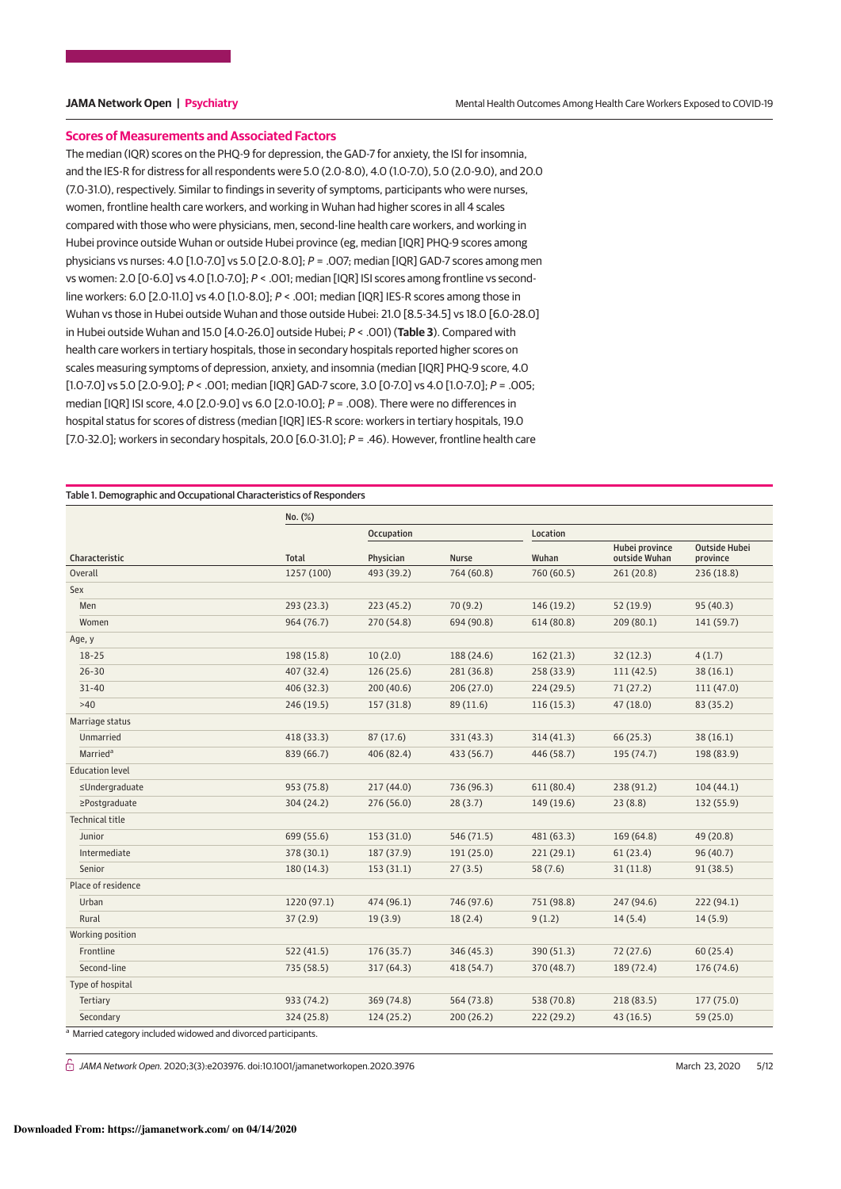### Scores of Measurements and Associated Factors

The median (IQR) scores on the PHQ-9 for depression, the GAD-7 for anxiety, the ISI for insomnia, and the IES-R for distress for all respondents were 5.0 (2.0-8.0), 4.0 (1.0-7.0), 5.0 (2.0-9.0), and 20.0 (7.0-31.0), respectively. Similar to findings in severity of symptoms, participants who were nurses, women, frontline health care workers, and working in Wuhan had higher scores in all 4 scales compared with those who were physicians, men, second-line health care workers, and working in Hubei province outside Wuhan or outside Hubei province (eg, median [IQR] PHQ-9 scores among physicians vs nurses: 4.0 [1.0-7.0] vs 5.0 [2.0-8.0]; *P* = .007; median [IQR] GAD-7 scores among men vs women: 2.0 [0-6.0] vs 4.0 [1.0-7.0]; *P* < .001; median [IQR] ISI scores among frontline vs second-line workers: 6.0 [2.0-11.0] vs 4.0 [1.0-8.0]; *P* < .001; median [IQR] IES-R scores among those in Wuhan vs those in Hubei outside Wuhan and those outside Hubei: 21.0 [8.5-34.5] vs 18.0 [6.0-28.0] in Hubei outside Wuhan and 15.0 [4.0-26.0] outside Hubei; *P* < .001) (**Table 3**). Compared with health care workers in tertiary hospitals, those in secondary hospitals reported higher scores on scales measuring symptoms of depression, anxiety, and insomnia (median [IQR] PHQ-9 score, 4.0 [1.0-7.0] vs 5.0 [2.0-9.0]; *P* < .001; median [IQR] GAD-7 score, 3.0 [0-7.0] vs 4.0 [1.0-7.0]; *P* = .005; median [IQR] ISI score, 4.0 [2.0-9.0] vs 6.0 [2.0-10.0]; *P* = .008). There were no differences in hospital status for scores of distress (median [IQR] IES-R score: workers in tertiary hospitals, 19.0 [7.0-32.0]; workers in secondary hospitals, 20.0 [6.0-31.0]; *P* = .46). However, frontline health care

Table 1. Demographic and Occupational Characteristics of Responders

| | No. (%) | | | | | |
|---|---|---|---|---|---|---|
| | | Occupation | | Location | | |
| Characteristic | Total | Physician | Nurse | Wuhan | Hubei province outside Wuhan | Outside Hubei province |
| Overall | 1257 (100) | 493 (39.2) | 764 (60.8) | 760 (60.5) | 261 (20.8) | 236 (18.8) |
| Sex | | | | | | |
| Men | 293 (23.3) | 223 (45.2) | 70 (9.2) | 146 (19.2) | 52 (19.9) | 95 (40.3) |
| Women | 964 (76.7) | 270 (54.8) | 694 (90.8) | 614 (80.8) | 209 (80.1) | 141 (59.7) |
| Age, y | | | | | | |
| 18-25 | 198 (15.8) | 10 (2.0) | 188 (24.6) | 162 (21.3) | 32 (12.3) | 4 (1.7) |
| 26-30 | 407 (32.4) | 126 (25.6) | 281 (36.8) | 258 (33.9) | 111 (42.5) | 38 (16.1) |
| 31-40 | 406 (32.3) | 200 (40.6) | 206 (27.0) | 224 (29.5) | 71 (27.2) | 111 (47.0) |
| >40 | 246 (19.5) | 157 (31.8) | 89 (11.6) | 116 (15.3) | 47 (18.0) | 83 (35.2) |
| Marriage status | | | | | | |
| Unmarried | 418 (33.3) | 87 (17.6) | 331 (43.3) | 314 (41.3) | 66 (25.3) | 38 (16.1) |
| Married[a] | 839 (66.7) | 406 (82.4) | 433 (56.7) | 446 (58.7) | 195 (74.7) | 198 (83.9) |
| Education level | | | | | | |
| ≤Undergraduate | 953 (75.8) | 217 (44.0) | 736 (96.3) | 611 (80.4) | 238 (91.2) | 104 (44.1) |
| ≥Postgraduate | 304 (24.2) | 276 (56.0) | 28 (3.7) | 149 (19.6) | 23 (8.8) | 132 (55.9) |
| Technical title | | | | | | |
| Junior | 699 (55.6) | 153 (31.0) | 546 (71.5) | 481 (63.3) | 169 (64.8) | 49 (20.8) |
| Intermediate | 378 (30.1) | 187 (37.9) | 191 (25.0) | 221 (29.1) | 61 (23.4) | 96 (40.7) |
| Senior | 180 (14.3) | 153 (31.1) | 27 (3.5) | 58 (7.6) | 31 (11.8) | 91 (38.5) |
| Place of residence | | | | | | |
| Urban | 1220 (97.1) | 474 (96.1) | 746 (97.6) | 751 (98.8) | 247 (94.6) | 222 (94.1) |
| Rural | 37 (2.9) | 19 (3.9) | 18 (2.4) | 9 (1.2) | 14 (5.4) | 14 (5.9) |
| Working position | | | | | | |
| Frontline | 522 (41.5) | 176 (35.7) | 346 (45.3) | 390 (51.3) | 72 (27.6) | 60 (25.4) |
| Second-line | 735 (58.5) | 317 (64.3) | 418 (54.7) | 370 (48.7) | 189 (72.4) | 176 (74.6) |
| Type of hospital | | | | | | |
| Tertiary | 933 (74.2) | 369 (74.8) | 564 (73.8) | 538 (70.8) | 218 (83.5) | 177 (75.0) |
| Secondary | 324 (25.8) | 124 (25.2) | 200 (26.2) | 222 (29.2) | 43 (16.5) | 59 (25.0) |

[a] Married category included widowed and divorced participants.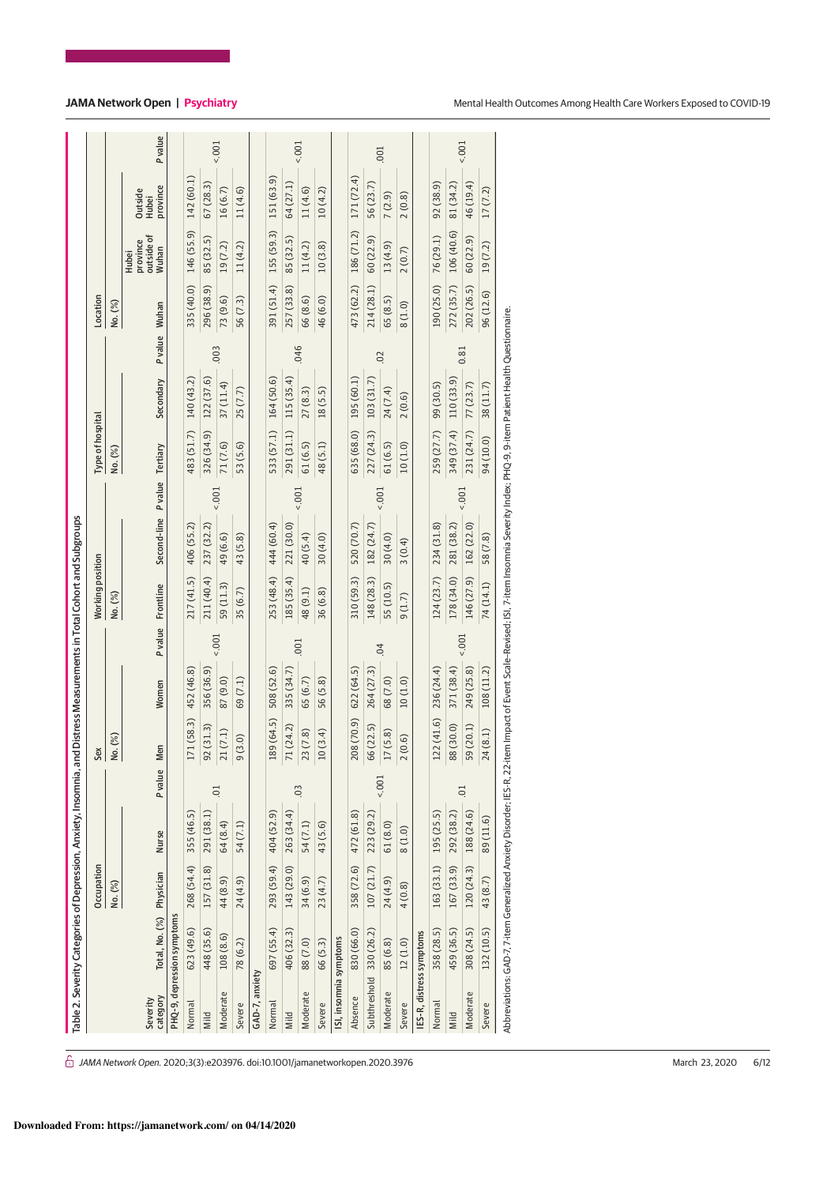Table 2. Severity Categories of Depression, Anxiety, Insomnia, and Distress Measurements in Total Cohort and Subgroups

| Severity category | Total, No. (%) | Occupation, No. (%) Physician | Nurse | P value | Sex, No. (%) Men | Women | P value | Working position, No. (%) Frontline | Second-line | P value | Type of hospital, No. (%) Tertiary | Secondary | P value | Location, No. (%) Wuhan | Hubei province outside of Wuhan | Outside Hubei province | P value |
|---|---|---|---|---|---|---|---|---|---|---|---|---|---|---|---|---|---|
| **PHQ-9, depression symptoms** | | | | | | | | | | | | | | | | | |
| Normal | 623 (49.6) | 268 (54.4) | 355 (46.5) | .01 | 171 (58.3) | 452 (46.8) | <.001 | 217 (41.5) | 406 (55.2) | <.001 | 483 (51.7) | 140 (43.2) | .003 | 335 (40.0) | 146 (55.9) | 142 (60.1) | <.001 |
| Mild | 448 (35.6) | 157 (31.8) | 291 (38.1) | | 92 (31.3) | 356 (36.9) | | 211 (40.4) | 237 (32.2) | | 326 (34.9) | 122 (37.6) | | 296 (38.9) | 85 (32.5) | 67 (28.3) | |
| Moderate | 108 (8.6) | 44 (8.9) | 64 (8.4) | | 21 (7.1) | 87 (9.0) | | 59 (11.3) | 49 (6.6) | | 71 (7.6) | 37 (11.4) | | 73 (9.6) | 19 (7.2) | 16 (6.7) | |
| Severe | 78 (6.2) | 24 (4.9) | 54 (7.1) | | 9 (3.0) | 69 (7.1) | | 35 (6.7) | 43 (5.8) | | 53 (5.6) | 25 (7.7) | | 56 (7.3) | 11 (4.2) | 11 (4.6) | |
| **GAD-7, anxiety** | | | | | | | | | | | | | | | | | |
| Normal | 697 (55.4) | 293 (59.4) | 404 (52.9) | .03 | 189 (64.5) | 508 (52.6) | .001 | 253 (48.4) | 444 (60.4) | <.001 | 533 (57.1) | 164 (50.6) | .046 | 391 (51.4) | 155 (59.3) | 151 (63.9) | <.001 |
| Mild | 406 (32.3) | 143 (29.0) | 263 (34.4) | | 71 (24.2) | 335 (34.7) | | 185 (35.4) | 221 (30.0) | | 291 (31.1) | 115 (35.4) | | 257 (33.8) | 85 (32.5) | 64 (27.1) | |
| Moderate | 88 (7.0) | 34 (6.9) | 54 (7.1) | | 23 (7.8) | 65 (6.7) | | 48 (9.1) | 40 (5.4) | | 61 (6.5) | 27 (8.3) | | 66 (8.6) | 11 (4.2) | 11 (4.6) | |
| Severe | 66 (5.3) | 23 (4.7) | 43 (5.6) | | 10 (3.4) | 56 (5.8) | | 36 (6.8) | 30 (4.0) | | 48 (5.1) | 18 (5.5) | | 46 (6.0) | 10 (3.8) | 10 (4.2) | |
| **ISI, insomnia symptoms** | | | | | | | | | | | | | | | | | |
| Absence | 830 (66.0) | 358 (72.6) | 472 (61.8) | <.001 | 208 (70.9) | 622 (64.5) | .04 | 310 (59.3) | 520 (70.7) | <.001 | 635 (68.0) | 195 (60.1) | .02 | 473 (62.2) | 186 (71.2) | 171 (72.4) | .001 |
| Subthreshold | 330 (26.2) | 107 (21.7) | 223 (29.2) | | 66 (22.5) | 264 (27.3) | | 148 (28.3) | 182 (24.7) | | 227 (24.3) | 103 (31.7) | | 214 (28.1) | 60 (22.9) | 56 (23.7) | |
| Moderate | 85 (6.8) | 24 (4.9) | 61 (8.0) | | 17 (5.8) | 68 (7.0) | | 55 (10.5) | 30 (4.0) | | 61 (6.5) | 24 (7.4) | | 65 (8.5) | 13 (4.9) | 7 (2.9) | |
| Severe | 12 (1.0) | 4 (0.8) | 8 (1.0) | | 2 (0.6) | 10 (1.0) | | 9 (1.7) | 3 (0.4) | | 10 (1.0) | 2 (0.6) | | 8 (1.0) | 2 (0.7) | 2 (0.8) | |
| **IES-R, distress symptoms** | | | | | | | | | | | | | | | | | |
| Normal | 358 (28.5) | 163 (33.1) | 195 (25.5) | .01 | 122 (41.6) | 236 (24.4) | <.001 | 124 (23.7) | 234 (31.8) | <.001 | 259 (27.7) | 99 (30.5) | 0.81 | 190 (25.0) | 76 (29.1) | 92 (38.9) | <.001 |
| Mild | 459 (36.5) | 167 (33.9) | 292 (38.2) | | 88 (30.0) | 371 (38.4) | | 178 (34.0) | 281 (38.2) | | 349 (37.4) | 110 (33.9) | | 272 (35.7) | 106 (40.6) | 81 (34.2) | |
| Moderate | 308 (24.5) | 120 (24.3) | 188 (24.6) | | 59 (20.1) | 249 (25.8) | | 146 (27.9) | 162 (22.0) | | 231 (24.7) | 77 (23.7) | | 202 (26.5) | 60 (22.9) | 46 (19.4) | |
| Severe | 132 (10.5) | 43 (8.7) | 89 (11.6) | | 24 (8.1) | 108 (11.2) | | 74 (14.1) | 58 (7.8) | | 94 (10.0) | 38 (11.7) | | 96 (12.6) | 19 (7.2) | 17 (7.2) | |

Abbreviations: GAD-7, 7-item Generalized Anxiety Disorder; IES-R, 22-item Impact of Event Scale–Revised; ISI, 7-item Insomnia Severity Index; PHQ-9, 9-item Patient Health Questionnaire.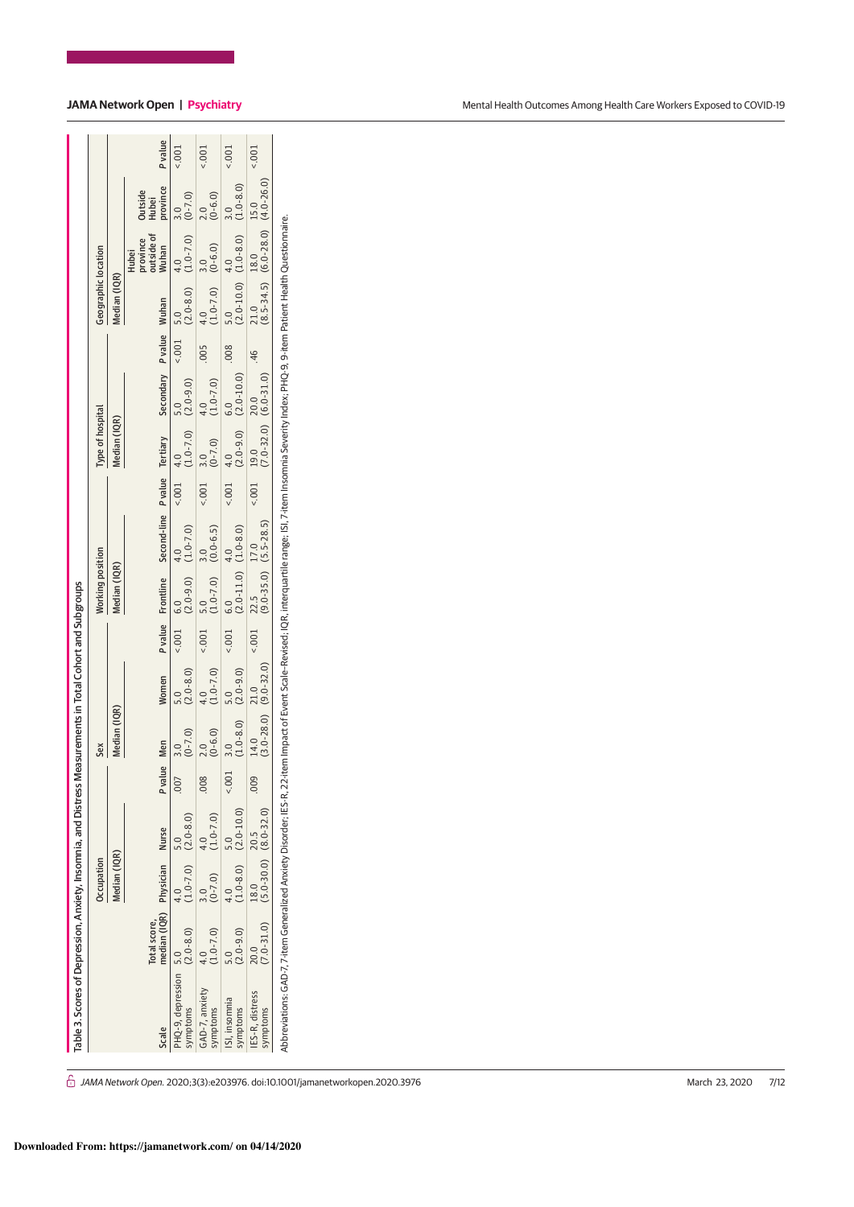Table 3. Scores of Depression, Anxiety, Insomnia, and Distress Measurements in Total Cohort and Subgroups

| Scale | Total score, median (IQR) | Occupation | | | Sex | | | Working position | | | Type of hospital | | | Geographic location | | | |
|---|---|---|---|---|---|---|---|---|---|---|---|---|---|---|---|---|---|
| | | Median (IQR) | | | Median (IQR) | | | Median (IQR) | | | Median (IQR) | | | Median (IQR) | | | |
| | | Physician | Nurse | P value | Men | Women | P value | Frontline | Second-line | P value | Tertiary | Secondary | P value | Wuhan | Hubei province outside of Wuhan | Outside Hubei province | P value |
| PHQ-9, depression symptoms | 5.0 (2.0-8.0) | 4.0 (1.0-7.0) | 5.0 (2.0-8.0) | .007 | 3.0 (0-7.0) | 5.0 (2.0-8.0) | <.001 | 6.0 (2.0-9.0) | 4.0 (1.0-7.0) | <.001 | 4.0 (1.0-7.0) | 5.0 (2.0-9.0) | <.001 | 5.0 (2.0-8.0) | 4.0 (1.0-7.0) | 3.0 (0-7.0) | <.001 |
| GAD-7, anxiety symptoms | 4.0 (1.0-7.0) | 3.0 (0-7.0) | 4.0 (1.0-7.0) | .008 | 2.0 (0-6.0) | 4.0 (1.0-7.0) | <.001 | 5.0 (1.0-7.0) | 3.0 (0.0-6.5) | <.001 | 3.0 (0-7.0) | 4.0 (1.0-7.0) | .005 | 4.0 (1.0-7.0) | 3.0 (0-6.0) | 2.0 (0-6.0) | <.001 |
| ISI, insomnia symptoms | 5.0 (2.0-9.0) | 4.0 (1.0-8.0) | 5.0 (2.0-10.0) | <.001 | 3.0 (1.0-8.0) | 5.0 (2.0-9.0) | <.001 | 6.0 (2.0-11.0) | 4.0 (1.0-8.0) | <.001 | 4.0 (2.0-9.0) | 6.0 (2.0-10.0) | .008 | 5.0 (2.0-10.0) | 4.0 (1.0-8.0) | 3.0 (1.0-8.0) | <.001 |
| IES-R, distress symptoms | 20.0 (7.0-31.0) | 18.0 (5.0-30.0) | 20.5 (8.0-32.0) | .009 | 14.0 (3.0-28.0) | 21.0 (9.0-32.0) | <.001 | 22.5 (9.0-35.0) | 17.0 (5.5-28.5) | <.001 | 19.0 (7.0-32.0) | 20.0 (6.0-31.0) | .46 | 21.0 (8.5-34.5) | 18.0 (6.0-28.0) | 15.0 (4.0-26.0) | <.001 |

Abbreviations: GAD-7, 7-item Generalized Anxiety Disorder; IES-R, 22-item Impact of Event Scale–Revised; IQR, interquartile range; ISI, 7-item Insomnia Severity Index; PHQ-9, 9-item Patient Health Questionnaire.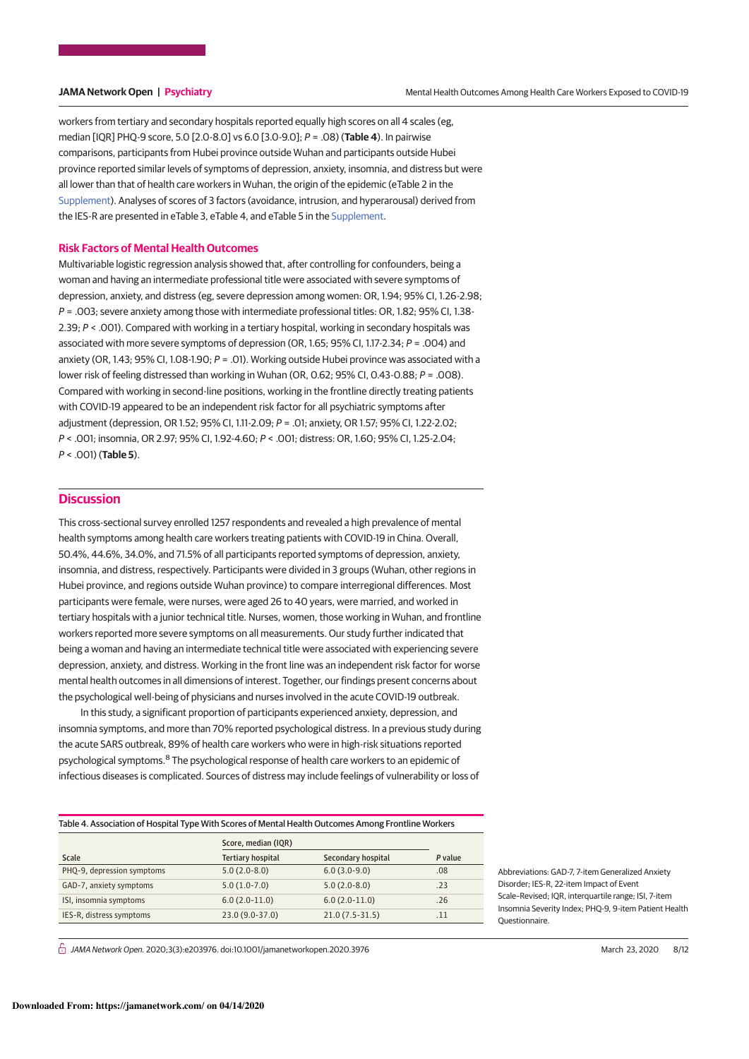workers from tertiary and secondary hospitals reported equally high scores on all 4 scales (eg, median [IQR] PHQ-9 score, 5.0 [2.0-8.0] vs 6.0 [3.0-9.0]; *P* = .08) (**Table 4**). In pairwise comparisons, participants from Hubei province outside Wuhan and participants outside Hubei province reported similar levels of symptoms of depression, anxiety, insomnia, and distress but were all lower than that of health care workers in Wuhan, the origin of the epidemic (eTable 2 in the Supplement). Analyses of scores of 3 factors (avoidance, intrusion, and hyperarousal) derived from the IES-R are presented in eTable 3, eTable 4, and eTable 5 in the Supplement.

### Risk Factors of Mental Health Outcomes

Multivariable logistic regression analysis showed that, after controlling for confounders, being a woman and having an intermediate professional title were associated with severe symptoms of depression, anxiety, and distress (eg, severe depression among women: OR, 1.94; 95% CI, 1.26-2.98; *P* = .003; severe anxiety among those with intermediate professional titles: OR, 1.82; 95% CI, 1.38-2.39; *P* < .001). Compared with working in a tertiary hospital, working in secondary hospitals was associated with more severe symptoms of depression (OR, 1.65; 95% CI, 1.17-2.34; *P* = .004) and anxiety (OR, 1.43; 95% CI, 1.08-1.90; *P* = .01). Working outside Hubei province was associated with a lower risk of feeling distressed than working in Wuhan (OR, 0.62; 95% CI, 0.43-0.88; *P* = .008). Compared with working in second-line positions, working in the frontline directly treating patients with COVID-19 appeared to be an independent risk factor for all psychiatric symptoms after adjustment (depression, OR 1.52; 95% CI, 1.11-2.09; *P* = .01; anxiety, OR 1.57; 95% CI, 1.22-2.02; *P* < .001; insomnia, OR 2.97; 95% CI, 1.92-4.60; *P* < .001; distress: OR, 1.60; 95% CI, 1.25-2.04; *P* < .001) (**Table 5**).

## Discussion

This cross-sectional survey enrolled 1257 respondents and revealed a high prevalence of mental health symptoms among health care workers treating patients with COVID-19 in China. Overall, 50.4%, 44.6%, 34.0%, and 71.5% of all participants reported symptoms of depression, anxiety, insomnia, and distress, respectively. Participants were divided in 3 groups (Wuhan, other regions in Hubei province, and regions outside Wuhan province) to compare interregional differences. Most participants were female, were nurses, were aged 26 to 40 years, were married, and worked in tertiary hospitals with a junior technical title. Nurses, women, those working in Wuhan, and frontline workers reported more severe symptoms on all measurements. Our study further indicated that being a woman and having an intermediate technical title were associated with experiencing severe depression, anxiety, and distress. Working in the front line was an independent risk factor for worse mental health outcomes in all dimensions of interest. Together, our findings present concerns about the psychological well-being of physicians and nurses involved in the acute COVID-19 outbreak.

In this study, a significant proportion of participants experienced anxiety, depression, and insomnia symptoms, and more than 70% reported psychological distress. In a previous study during the acute SARS outbreak, 89% of health care workers who were in high-risk situations reported psychological symptoms.[8] The psychological response of health care workers to an epidemic of infectious diseases is complicated. Sources of distress may include feelings of vulnerability or loss of

Table 4. Association of Hospital Type With Scores of Mental Health Outcomes Among Frontline Workers

| Scale | Score, median (IQR) | | *P* value |
|---|---|---|---|
| | Tertiary hospital | Secondary hospital | |
| PHQ-9, depression symptoms | 5.0 (2.0-8.0) | 6.0 (3.0-9.0) | .08 |
| GAD-7, anxiety symptoms | 5.0 (1.0-7.0) | 5.0 (2.0-8.0) | .23 |
| ISI, insomnia symptoms | 6.0 (2.0-11.0) | 6.0 (2.0-11.0) | .26 |
| IES-R, distress symptoms | 23.0 (9.0-37.0) | 21.0 (7.5-31.5) | .11 |

Abbreviations: GAD-7, 7-item Generalized Anxiety Disorder; IES-R, 22-item Impact of Event Scale–Revised; IQR, interquartile range; ISI, 7-item Insomnia Severity Index; PHQ-9, 9-item Patient Health Questionnaire.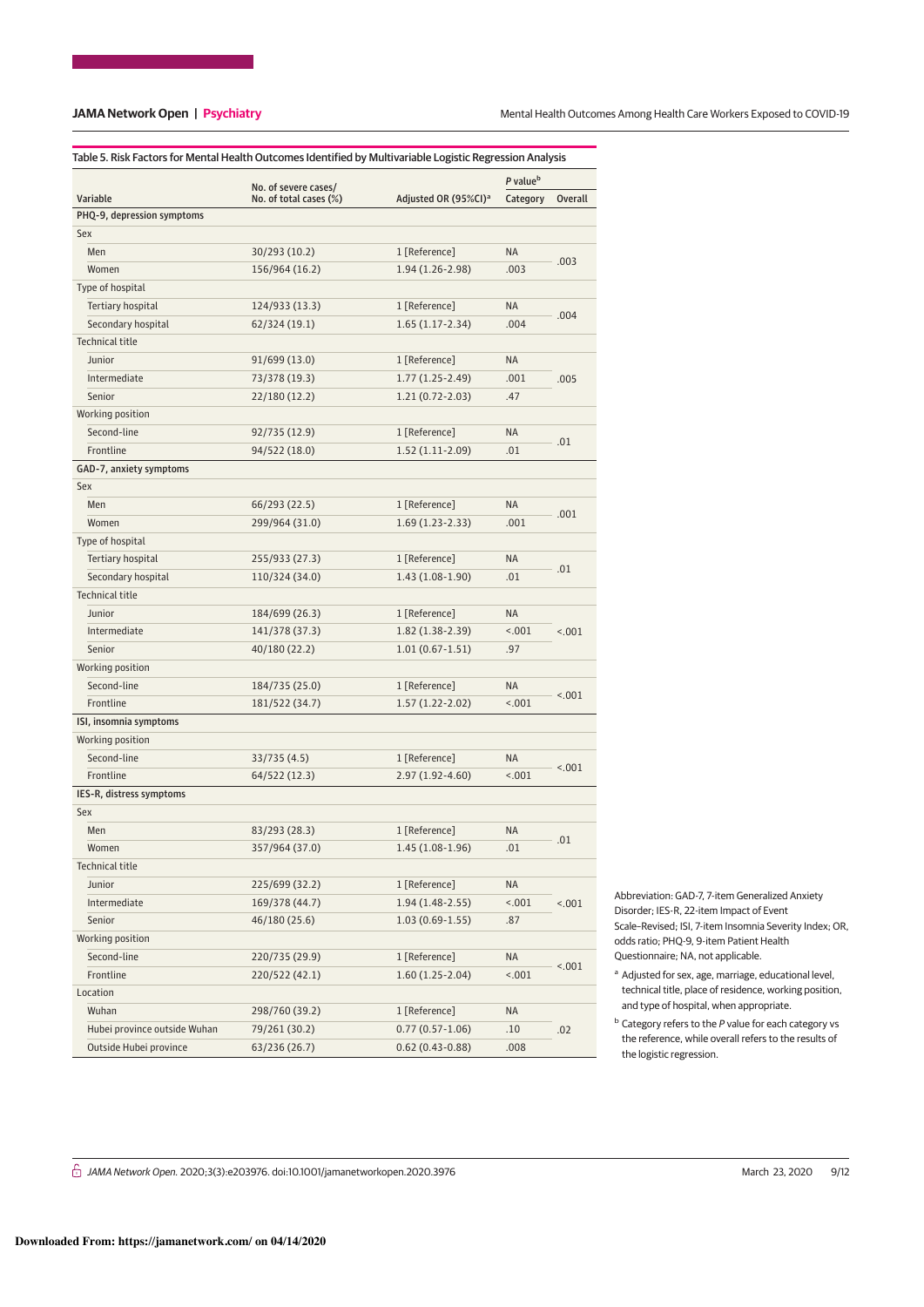Table 5. Risk Factors for Mental Health Outcomes Identified by Multivariable Logistic Regression Analysis

| Variable | No. of severe cases/ No. of total cases (%) | Adjusted OR (95%CI)[a] | P value[b] | |
|---|---|---|---|---|
| | | | Category | Overall |
| **PHQ-9, depression symptoms** | | | | |
| Sex | | | | |
| Men | 30/293 (10.2) | 1 [Reference] | NA | .003 |
| Women | 156/964 (16.2) | 1.94 (1.26-2.98) | .003 | |
| Type of hospital | | | | |
| Tertiary hospital | 124/933 (13.3) | 1 [Reference] | NA | .004 |
| Secondary hospital | 62/324 (19.1) | 1.65 (1.17-2.34) | .004 | |
| Technical title | | | | |
| Junior | 91/699 (13.0) | 1 [Reference] | NA | .005 |
| Intermediate | 73/378 (19.3) | 1.77 (1.25-2.49) | .001 | |
| Senior | 22/180 (12.2) | 1.21 (0.72-2.03) | .47 | |
| Working position | | | | |
| Second-line | 92/735 (12.9) | 1 [Reference] | NA | .01 |
| Frontline | 94/522 (18.0) | 1.52 (1.11-2.09) | .01 | |
| **GAD-7, anxiety symptoms** | | | | |
| Sex | | | | |
| Men | 66/293 (22.5) | 1 [Reference] | NA | .001 |
| Women | 299/964 (31.0) | 1.69 (1.23-2.33) | .001 | |
| Type of hospital | | | | |
| Tertiary hospital | 255/933 (27.3) | 1 [Reference] | NA | .01 |
| Secondary hospital | 110/324 (34.0) | 1.43 (1.08-1.90) | .01 | |
| Technical title | | | | |
| Junior | 184/699 (26.3) | 1 [Reference] | NA | <.001 |
| Intermediate | 141/378 (37.3) | 1.82 (1.38-2.39) | <.001 | |
| Senior | 40/180 (22.2) | 1.01 (0.67-1.51) | .97 | |
| Working position | | | | |
| Second-line | 184/735 (25.0) | 1 [Reference] | NA | <.001 |
| Frontline | 181/522 (34.7) | 1.57 (1.22-2.02) | <.001 | |
| **ISI, insomnia symptoms** | | | | |
| Working position | | | | |
| Second-line | 33/735 (4.5) | 1 [Reference] | NA | <.001 |
| Frontline | 64/522 (12.3) | 2.97 (1.92-4.60) | <.001 | |
| **IES-R, distress symptoms** | | | | |
| Sex | | | | |
| Men | 83/293 (28.3) | 1 [Reference] | NA | .01 |
| Women | 357/964 (37.0) | 1.45 (1.08-1.96) | .01 | |
| Technical title | | | | |
| Junior | 225/699 (32.2) | 1 [Reference] | NA | <.001 |
| Intermediate | 169/378 (44.7) | 1.94 (1.48-2.55) | <.001 | |
| Senior | 46/180 (25.6) | 1.03 (0.69-1.55) | .87 | |
| Working position | | | | |
| Second-line | 220/735 (29.9) | 1 [Reference] | NA | <.001 |
| Frontline | 220/522 (42.1) | 1.60 (1.25-2.04) | <.001 | |
| Location | | | | |
| Wuhan | 298/760 (39.2) | 1 [Reference] | NA | .02 |
| Hubei province outside Wuhan | 79/261 (30.2) | 0.77 (0.57-1.06) | .10 | |
| Outside Hubei province | 63/236 (26.7) | 0.62 (0.43-0.88) | .008 | |

Abbreviation: GAD-7, 7-item Generalized Anxiety Disorder; IES-R, 22-item Impact of Event Scale–Revised; ISI, 7-item Insomnia Severity Index; OR, odds ratio; PHQ-9, 9-item Patient Health Questionnaire; NA, not applicable.

[a] Adjusted for sex, age, marriage, educational level, technical title, place of residence, working position, and type of hospital, when appropriate.

[b] Category refers to the *P* value for each category vs the reference, while overall refers to the results of the logistic regression.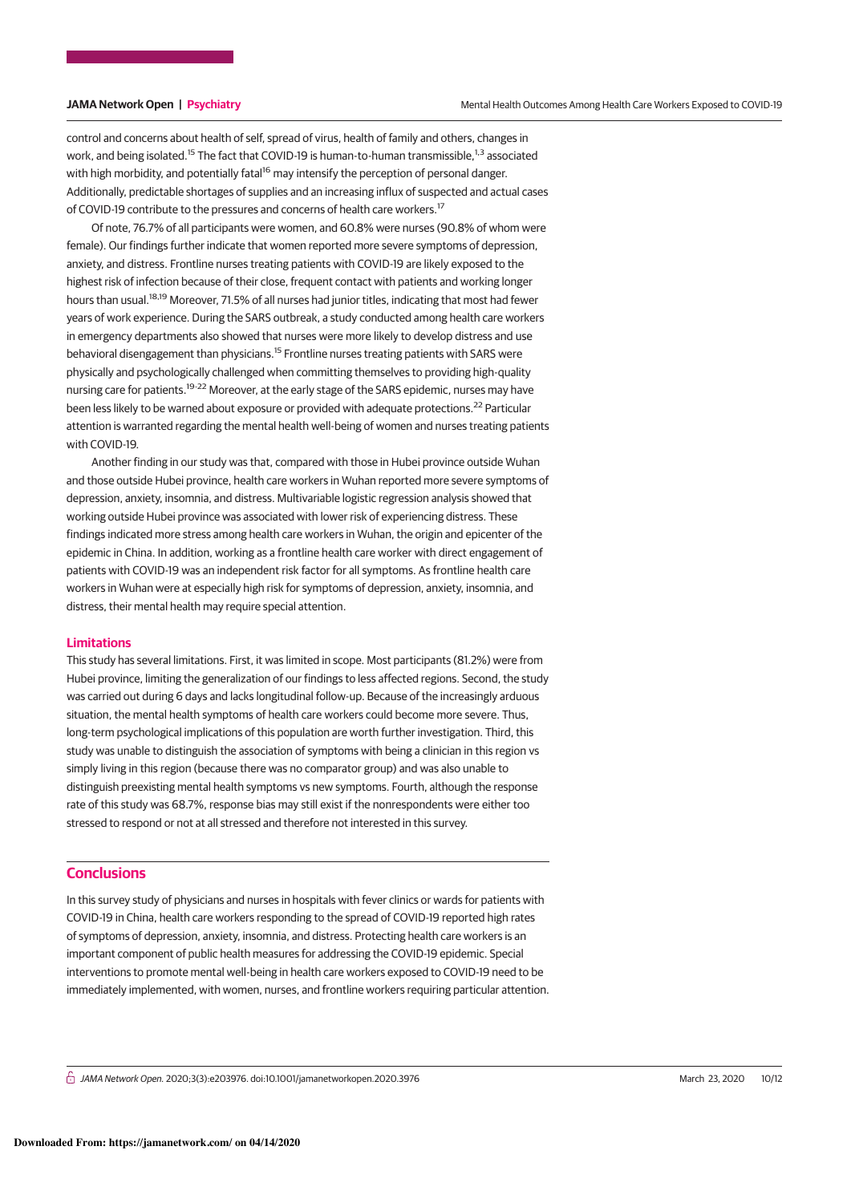control and concerns about health of self, spread of virus, health of family and others, changes in work, and being isolated.[15] The fact that COVID-19 is human-to-human transmissible,[1,3] associated with high morbidity, and potentially fatal[16] may intensify the perception of personal danger. Additionally, predictable shortages of supplies and an increasing influx of suspected and actual cases of COVID-19 contribute to the pressures and concerns of health care workers.[17]

Of note, 76.7% of all participants were women, and 60.8% were nurses (90.8% of whom were female). Our findings further indicate that women reported more severe symptoms of depression, anxiety, and distress. Frontline nurses treating patients with COVID-19 are likely exposed to the highest risk of infection because of their close, frequent contact with patients and working longer hours than usual.[18,19] Moreover, 71.5% of all nurses had junior titles, indicating that most had fewer years of work experience. During the SARS outbreak, a study conducted among health care workers in emergency departments also showed that nurses were more likely to develop distress and use behavioral disengagement than physicians.[15] Frontline nurses treating patients with SARS were physically and psychologically challenged when committing themselves to providing high-quality nursing care for patients.[19-22] Moreover, at the early stage of the SARS epidemic, nurses may have been less likely to be warned about exposure or provided with adequate protections.[22] Particular attention is warranted regarding the mental health well-being of women and nurses treating patients with COVID-19.

Another finding in our study was that, compared with those in Hubei province outside Wuhan and those outside Hubei province, health care workers in Wuhan reported more severe symptoms of depression, anxiety, insomnia, and distress. Multivariable logistic regression analysis showed that working outside Hubei province was associated with lower risk of experiencing distress. These findings indicated more stress among health care workers in Wuhan, the origin and epicenter of the epidemic in China. In addition, working as a frontline health care worker with direct engagement of patients with COVID-19 was an independent risk factor for all symptoms. As frontline health care workers in Wuhan were at especially high risk for symptoms of depression, anxiety, insomnia, and distress, their mental health may require special attention.

### Limitations

This study has several limitations. First, it was limited in scope. Most participants (81.2%) were from Hubei province, limiting the generalization of our findings to less affected regions. Second, the study was carried out during 6 days and lacks longitudinal follow-up. Because of the increasingly arduous situation, the mental health symptoms of health care workers could become more severe. Thus, long-term psychological implications of this population are worth further investigation. Third, this study was unable to distinguish the association of symptoms with being a clinician in this region vs simply living in this region (because there was no comparator group) and was also unable to distinguish preexisting mental health symptoms vs new symptoms. Fourth, although the response rate of this study was 68.7%, response bias may still exist if the nonrespondents were either too stressed to respond or not at all stressed and therefore not interested in this survey.

## Conclusions

In this survey study of physicians and nurses in hospitals with fever clinics or wards for patients with COVID-19 in China, health care workers responding to the spread of COVID-19 reported high rates of symptoms of depression, anxiety, insomnia, and distress. Protecting health care workers is an important component of public health measures for addressing the COVID-19 epidemic. Special interventions to promote mental well-being in health care workers exposed to COVID-19 need to be immediately implemented, with women, nurses, and frontline workers requiring particular attention.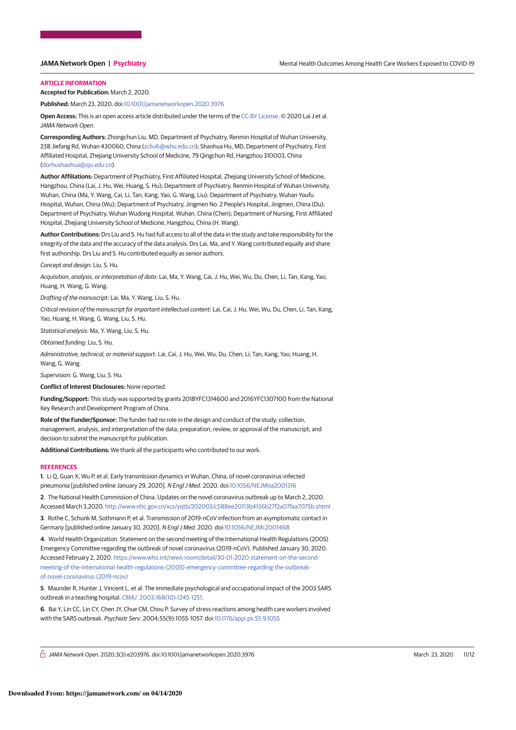## ARTICLE INFORMATION

**Accepted for Publication:** March 2, 2020.

**Published:** March 23, 2020. doi:10.1001/jamanetworkopen.2020.3976

**Open Access:** This is an open access article distributed under the terms of the CC-BY License. © 2020 Lai J et al. *JAMA Network Open*.

**Corresponding Authors:** Zhongchun Liu, MD, Department of Psychiatry, Renmin Hospital of Wuhan University, 238 Jiefang Rd, Wuhan 430060, China (zcliu6@whu.edu.cn); Shaohua Hu, MD, Department of Psychiatry, First Affiliated Hospital, Zhejiang University School of Medicine, 79 Qingchun Rd, Hangzhou 310003, China (dorhushaohua@zju.edu.cn).

**Author Affiliations:** Department of Psychiatry, First Affiliated Hospital, Zhejiang University School of Medicine, Hangzhou, China (Lai, J. Hu, Wei, Huang, S. Hu); Department of Psychiatry, Renmin Hospital of Wuhan University, Wuhan, China (Ma, Y. Wang, Cai, Li, Tan, Kang, Yao, G. Wang, Liu); Department of Psychiatry, Wuhan Youfu Hospital, Wuhan, China (Wu); Department of Psychiatry, Jingmen No. 2 People's Hospital, Jingmen, China (Du); Department of Psychiatry, Wuhan Wudong Hospital, Wuhan, China (Chen); Department of Nursing, First Affiliated Hospital, Zhejiang University School of Medicine, Hangzhou, China (H. Wang).

**Author Contributions:** Drs Liu and S. Hu had full access to all of the data in the study and take responsibility for the integrity of the data and the accuracy of the data analysis. Drs Lai, Ma, and Y. Wang contributed equally and share first authorship. Drs Liu and S. Hu contributed equally as senior authors.

*Concept and design:* Liu, S. Hu.

*Acquisition, analysis, or interpretation of data:* Lai, Ma, Y. Wang, Cai, J. Hu, Wei, Wu, Du, Chen, Li, Tan, Kang, Yao, Huang, H. Wang, G. Wang.

*Drafting of the manuscript:* Lai, Ma, Y. Wang, Liu, S. Hu.

*Critical revision of the manuscript for important intellectual content:* Lai, Cai, J. Hu, Wei, Wu, Du, Chen, Li, Tan, Kang, Yao, Huang, H. Wang, G. Wang, Liu, S. Hu.

*Statistical analysis:* Ma, Y. Wang, Liu, S. Hu.

*Obtained funding:* Liu, S. Hu.

*Administrative, technical, or material support:* Lai, Cai, J. Hu, Wei, Wu, Du, Chen, Li, Tan, Kang, Yao, Huang, H. Wang, G. Wang.

*Supervision:* G. Wang, Liu, S. Hu.

**Conflict of Interest Disclosures:** None reported.

**Funding/Support:** This study was supported by grants 2018YFC1314600 and 2016YFC1307100 from the National Key Research and Development Program of China.

**Role of the Funder/Sponsor:** The funder had no role in the design and conduct of the study; collection, management, analysis, and interpretation of the data; preparation, review, or approval of the manuscript; and decision to submit the manuscript for publication.

**Additional Contributions:** We thank all the participants who contributed to our work.

## REFERENCES

1. Li Q, Guan X, Wu P, et al. Early transmission dynamics in Wuhan, China, of novel coronavirus-infected pneumonia [published online January 29, 2020]. *N Engl J Med*. 2020. doi:10.1056/NEJMoa2001316

2. The National Health Commission of China. Updates on the novel coronavirus outbreak up to March 2, 2020. Accessed March 3,2020. http://www.nhc.gov.cn/xcs/yqtb/202003/c588ee20113b4136b27f2a07faa7075b.shtml

3. Rothe C, Schunk M, Sothmann P, et al. Transmission of 2019-nCoV infection from an asymptomatic contact in Germany [published online January 30, 2020]. *N Engl J Med*. 2020. doi:10.1056/NEJMc2001468

4. World Health Organization. Statement on the second meeting of the International Health Regulations (2005) Emergency Committee regarding the outbreak of novel coronavirus (2019-nCoV). Published January 30, 2020. Accessed February 2, 2020. https://www.who.int/news-room/detail/30-01-2020-statement-on-the-second-meeting-of-the-international-health-regulations-(2005)-emergency-committee-regarding-the-outbreak-of-novel-coronavirus-(2019-ncov)

5. Maunder R, Hunter J, Vincent L, et al. The immediate psychological and occupational impact of the 2003 SARS outbreak in a teaching hospital. *CMAJ*. 2003;168(10):1245-1251.

6. Bai Y, Lin CC, Lin CY, Chen JY, Chue CM, Chou P. Survey of stress reactions among health care workers involved with the SARS outbreak. *Psychiatr Serv*. 2004;55(9):1055-1057. doi:10.1176/appi.ps.55.9.1055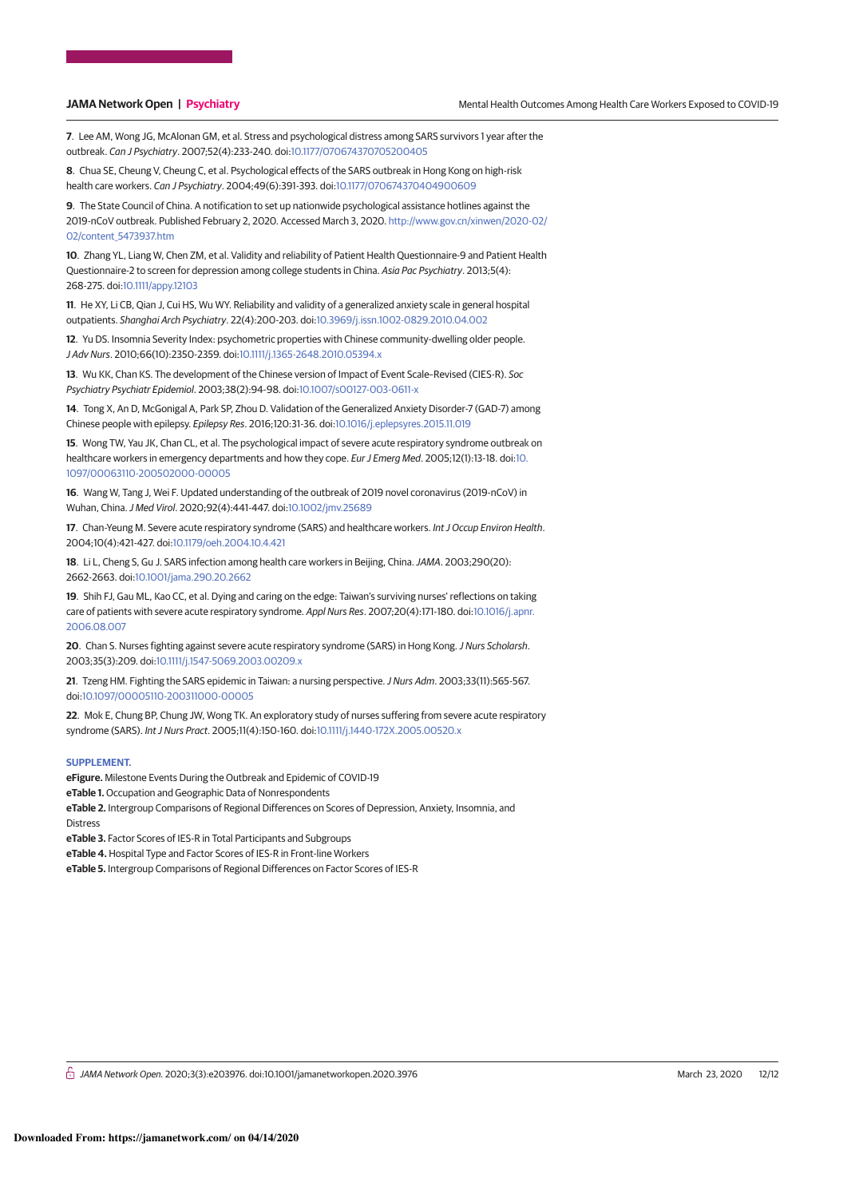7. Lee AM, Wong JG, McAlonan GM, et al. Stress and psychological distress among SARS survivors 1 year after the outbreak. *Can J Psychiatry*. 2007;52(4):233-240. doi:10.1177/070674370705200405

8. Chua SE, Cheung V, Cheung C, et al. Psychological effects of the SARS outbreak in Hong Kong on high-risk health care workers. *Can J Psychiatry*. 2004;49(6):391-393. doi:10.1177/070674370404900609

9. The State Council of China. A notification to set up nationwide psychological assistance hotlines against the 2019-nCoV outbreak. Published February 2, 2020. Accessed March 3, 2020. http://www.gov.cn/xinwen/2020-02/02/content_5473937.htm

10. Zhang YL, Liang W, Chen ZM, et al. Validity and reliability of Patient Health Questionnaire-9 and Patient Health Questionnaire-2 to screen for depression among college students in China. *Asia Pac Psychiatry*. 2013;5(4):268-275. doi:10.1111/appy.12103

11. He XY, Li CB, Qian J, Cui HS, Wu WY. Reliability and validity of a generalized anxiety scale in general hospital outpatients. *Shanghai Arch Psychiatry*. 22(4):200-203. doi:10.3969/j.issn.1002-0829.2010.04.002

12. Yu DS. Insomnia Severity Index: psychometric properties with Chinese community-dwelling older people. *J Adv Nurs*. 2010;66(10):2350-2359. doi:10.1111/j.1365-2648.2010.05394.x

13. Wu KK, Chan KS. The development of the Chinese version of Impact of Event Scale–Revised (CIES-R). *Soc Psychiatry Psychiatr Epidemiol*. 2003;38(2):94-98. doi:10.1007/s00127-003-0611-x

14. Tong X, An D, McGonigal A, Park SP, Zhou D. Validation of the Generalized Anxiety Disorder-7 (GAD-7) among Chinese people with epilepsy. *Epilepsy Res*. 2016;120:31-36. doi:10.1016/j.eplepsyres.2015.11.019

15. Wong TW, Yau JK, Chan CL, et al. The psychological impact of severe acute respiratory syndrome outbreak on healthcare workers in emergency departments and how they cope. *Eur J Emerg Med*. 2005;12(1):13-18. doi:10.1097/00063110-200502000-00005

16. Wang W, Tang J, Wei F. Updated understanding of the outbreak of 2019 novel coronavirus (2019-nCoV) in Wuhan, China. *J Med Virol*. 2020;92(4):441-447. doi:10.1002/jmv.25689

17. Chan-Yeung M. Severe acute respiratory syndrome (SARS) and healthcare workers. *Int J Occup Environ Health*. 2004;10(4):421-427. doi:10.1179/oeh.2004.10.4.421

18. Li L, Cheng S, Gu J. SARS infection among health care workers in Beijing, China. *JAMA*. 2003;290(20):2662-2663. doi:10.1001/jama.290.20.2662

19. Shih FJ, Gau ML, Kao CC, et al. Dying and caring on the edge: Taiwan's surviving nurses' reflections on taking care of patients with severe acute respiratory syndrome. *Appl Nurs Res*. 2007;20(4):171-180. doi:10.1016/j.apnr.2006.08.007

20. Chan S. Nurses fighting against severe acute respiratory syndrome (SARS) in Hong Kong. *J Nurs Scholarsh*. 2003;35(3):209. doi:10.1111/j.1547-5069.2003.00209.x

21. Tzeng HM. Fighting the SARS epidemic in Taiwan: a nursing perspective. *J Nurs Adm*. 2003;33(11):565-567. doi:10.1097/00005110-200311000-00005

22. Mok E, Chung BP, Chung JW, Wong TK. An exploratory study of nurses suffering from severe acute respiratory syndrome (SARS). *Int J Nurs Pract*. 2005;11(4):150-160. doi:10.1111/j.1440-172X.2005.00520.x

**SUPPLEMENT.**

**eFigure.** Milestone Events During the Outbreak and Epidemic of COVID-19

**eTable 1.** Occupation and Geographic Data of Nonrespondents

**eTable 2.** Intergroup Comparisons of Regional Differences on Scores of Depression, Anxiety, Insomnia, and Distress

**eTable 3.** Factor Scores of IES-R in Total Participants and Subgroups

**eTable 4.** Hospital Type and Factor Scores of IES-R in Front-line Workers

**eTable 5.** Intergroup Comparisons of Regional Differences on Factor Scores of IES-R